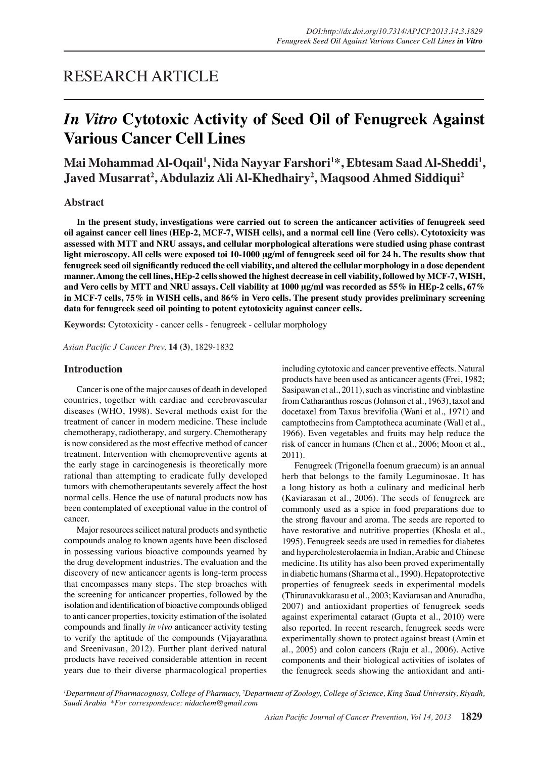RESEARCH ARTICLE

# *In Vitro* Cytotoxic Activity of Seed Oil of Fenugreek Against Various Cancer Cell Lines

**Mai Mohammad Al-Oqail[1], Nida Nayyar Farshori[1]*, Ebtesam Saad Al-Sheddi[1], Javed Musarrat[2], Abdulaziz Ali Al-Khedhairy[2], Maqsood Ahmed Siddiqui[2]**

## Abstract

**In the present study, investigations were carried out to screen the anticancer activities of fenugreek seed oil against cancer cell lines (HEp-2, MCF-7, WISH cells), and a normal cell line (Vero cells). Cytotoxicity was assessed with MTT and NRU assays, and cellular morphological alterations were studied using phase contrast light microscopy. All cells were exposed toi 10-1000 µg/ml of fenugreek seed oil for 24 h. The results show that fenugreek seed oil significantly reduced the cell viability, and altered the cellular morphology in a dose dependent manner. Among the cell lines, HEp-2 cells showed the highest decrease in cell viability, followed by MCF-7, WISH, and Vero cells by MTT and NRU assays. Cell viability at 1000 µg/ml was recorded as 55% in HEp-2 cells, 67% in MCF-7 cells, 75% in WISH cells, and 86% in Vero cells. The present study provides preliminary screening data for fenugreek seed oil pointing to potent cytotoxicity against cancer cells.**

**Keywords:** Cytotoxicity - cancer cells - fenugreek - cellular morphology

*Asian Pacific J Cancer Prev,* **14 (3)**, 1829-1832

## Introduction

Cancer is one of the major causes of death in developed countries, together with cardiac and cerebrovascular diseases (WHO, 1998). Several methods exist for the treatment of cancer in modern medicine. These include chemotherapy, radiotherapy, and surgery. Chemotherapy is now considered as the most effective method of cancer treatment. Intervention with chemopreventive agents at the early stage in carcinogenesis is theoretically more rational than attempting to eradicate fully developed tumors with chemotherapeutants severely affect the host normal cells. Hence the use of natural products now has been contemplated of exceptional value in the control of cancer.

Major resources scilicet natural products and synthetic compounds analog to known agents have been disclosed in possessing various bioactive compounds yearned by the drug development industries. The evaluation and the discovery of new anticancer agents is long-term process that encompasses many steps. The step broaches with the screening for anticancer properties, followed by the isolation and identification of bioactive compounds obliged to anti cancer properties, toxicity estimation of the isolated compounds and finally *in vivo* anticancer activity testing to verify the aptitude of the compounds (Vijayarathna and Sreenivasan, 2012). Further plant derived natural products have received considerable attention in recent years due to their diverse pharmacological properties including cytotoxic and cancer preventive effects. Natural products have been used as anticancer agents (Frei, 1982; Sasipawan et al., 2011), such as vincristine and vinblastine from Catharanthus roseus (Johnson et al., 1963), taxol and docetaxel from Taxus brevifolia (Wani et al., 1971) and camptothecins from Camptotheca acuminate (Wall et al., 1966). Even vegetables and fruits may help reduce the risk of cancer in humans (Chen et al., 2006; Moon et al., 2011).

Fenugreek (Trigonella foenum graecum) is an annual herb that belongs to the family Leguminosae. It has a long history as both a culinary and medicinal herb (Kaviarasan et al., 2006). The seeds of fenugreek are commonly used as a spice in food preparations due to the strong flavour and aroma. The seeds are reported to have restorative and nutritive properties (Khosla et al., 1995). Fenugreek seeds are used in remedies for diabetes and hypercholesterolaemia in Indian, Arabic and Chinese medicine. Its utility has also been proved experimentally in diabetic humans (Sharma et al., 1990). Hepatoprotective properties of fenugreek seeds in experimental models (Thirunavukkarasu et al., 2003; Kaviarasan and Anuradha, 2007) and antioxidant properties of fenugreek seeds against experimental cataract (Gupta et al., 2010) were also reported. In recent research, fenugreek seeds were experimentally shown to protect against breast (Amin et al., 2005) and colon cancers (Raju et al., 2006). Active components and their biological activities of isolates of the fenugreek seeds showing the antioxidant and anti-

*[1]Department of Pharmacognosy, College of Pharmacy, [2]Department of Zoology, College of Science, King Saud University, Riyadh, Saudi Arabia *For correspondence: nidachem@gmail.com*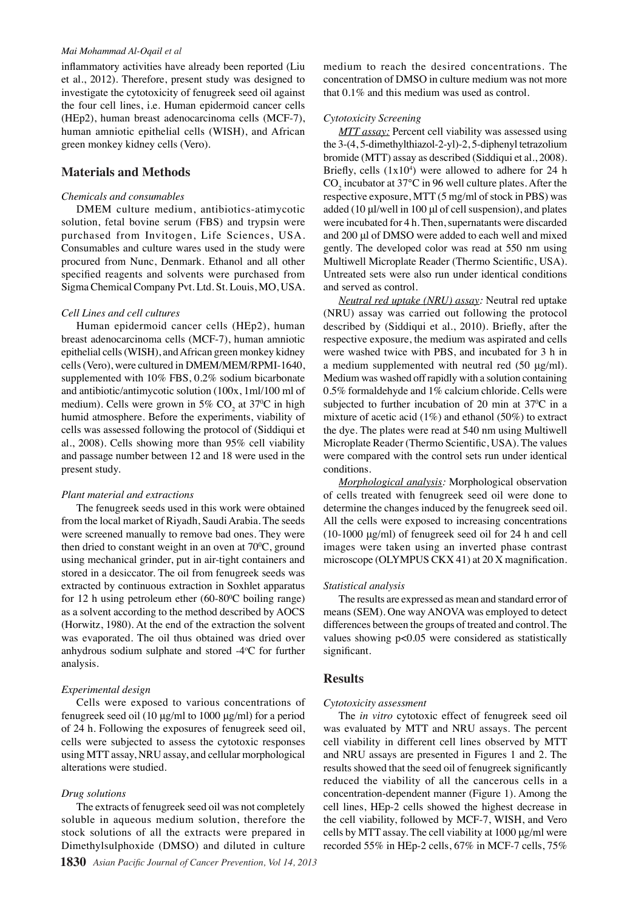inflammatory activities have already been reported (Liu et al., 2012). Therefore, present study was designed to investigate the cytotoxicity of fenugreek seed oil against the four cell lines, i.e. Human epidermoid cancer cells (HEp2), human breast adenocarcinoma cells (MCF-7), human amniotic epithelial cells (WISH), and African green monkey kidney cells (Vero).

## Materials and Methods

### *Chemicals and consumables*

DMEM culture medium, antibiotics-atimycotic solution, fetal bovine serum (FBS) and trypsin were purchased from Invitogen, Life Sciences, USA. Consumables and culture wares used in the study were procured from Nunc, Denmark. Ethanol and all other specified reagents and solvents were purchased from Sigma Chemical Company Pvt. Ltd. St. Louis, MO, USA.

### *Cell Lines and cell cultures*

Human epidermoid cancer cells (HEp2), human breast adenocarcinoma cells (MCF-7), human amniotic epithelial cells (WISH), and African green monkey kidney cells (Vero), were cultured in DMEM/MEM/RPMI-1640, supplemented with 10% FBS, 0.2% sodium bicarbonate and antibiotic/antimycotic solution (100x, 1ml/100 ml of medium). Cells were grown in 5% $CO_2$ at $37^0$C in high humid atmosphere. Before the experiments, viability of cells was assessed following the protocol of (Siddiqui et al., 2008). Cells showing more than 95% cell viability and passage number between 12 and 18 were used in the present study.

### *Plant material and extractions*

The fenugreek seeds used in this work were obtained from the local market of Riyadh, Saudi Arabia. The seeds were screened manually to remove bad ones. They were then dried to constant weight in an oven at $70^0$C, ground using mechanical grinder, put in air-tight containers and stored in a desiccator. The oil from fenugreek seeds was extracted by continuous extraction in Soxhlet apparatus for 12 h using petroleum ether (60-$80^0$C boiling range) as a solvent according to the method described by AOCS (Horwitz, 1980). At the end of the extraction the solvent was evaporated. The oil thus obtained was dried over anhydrous sodium sulphate and stored -$4^o$C for further analysis.

### *Experimental design*

Cells were exposed to various concentrations of fenugreek seed oil (10 μg/ml to 1000 μg/ml) for a period of 24 h. Following the exposures of fenugreek seed oil, cells were subjected to assess the cytotoxic responses using MTT assay, NRU assay, and cellular morphological alterations were studied.

### *Drug solutions*

The extracts of fenugreek seed oil was not completely soluble in aqueous medium solution, therefore the stock solutions of all the extracts were prepared in Dimethylsulphoxide (DMSO) and diluted in culture medium to reach the desired concentrations. The concentration of DMSO in culture medium was not more that 0.1% and this medium was used as control.

### *Cytotoxicity Screening*

*MTT assay:* Percent cell viability was assessed using the 3-(4, 5-dimethylthiazol-2-yl)-2, 5-diphenyl tetrazolium bromide (MTT) assay as described (Siddiqui et al., 2008). Briefly, cells ($1x10^4$) were allowed to adhere for 24 h $CO_2$ incubator at 37°C in 96 well culture plates. After the respective exposure, MTT (5 mg/ml of stock in PBS) was added (10 μl/well in 100 μl of cell suspension), and plates were incubated for 4 h. Then, supernatants were discarded and 200 μl of DMSO were added to each well and mixed gently. The developed color was read at 550 nm using Multiwell Microplate Reader (Thermo Scientific, USA). Untreated sets were also run under identical conditions and served as control.

*Neutral red uptake (NRU) assay:* Neutral red uptake (NRU) assay was carried out following the protocol described by (Siddiqui et al., 2010). Briefly, after the respective exposure, the medium was aspirated and cells were washed twice with PBS, and incubated for 3 h in a medium supplemented with neutral red (50 μg/ml). Medium was washed off rapidly with a solution containing 0.5% formaldehyde and 1% calcium chloride. Cells were subjected to further incubation of 20 min at $37^0$C in a mixture of acetic acid (1%) and ethanol (50%) to extract the dye. The plates were read at 540 nm using Multiwell Microplate Reader (Thermo Scientific, USA). The values were compared with the control sets run under identical conditions.

*Morphological analysis:* Morphological observation of cells treated with fenugreek seed oil were done to determine the changes induced by the fenugreek seed oil. All the cells were exposed to increasing concentrations (10-1000 μg/ml) of fenugreek seed oil for 24 h and cell images were taken using an inverted phase contrast microscope (OLYMPUS CKX 41) at 20 X magnification.

### *Statistical analysis*

The results are expressed as mean and standard error of means (SEM). One way ANOVA was employed to detect differences between the groups of treated and control. The values showing $p<0.05$ were considered as statistically significant.

## Results

### *Cytotoxicity assessment*

The *in vitro* cytotoxic effect of fenugreek seed oil was evaluated by MTT and NRU assays. The percent cell viability in different cell lines observed by MTT and NRU assays are presented in Figures 1 and 2. The results showed that the seed oil of fenugreek significantly reduced the viability of all the cancerous cells in a concentration-dependent manner (Figure 1). Among the cell lines, HEp-2 cells showed the highest decrease in the cell viability, followed by MCF-7, WISH, and Vero cells by MTT assay. The cell viability at 1000 μg/ml were recorded 55% in HEp-2 cells, 67% in MCF-7 cells, 75%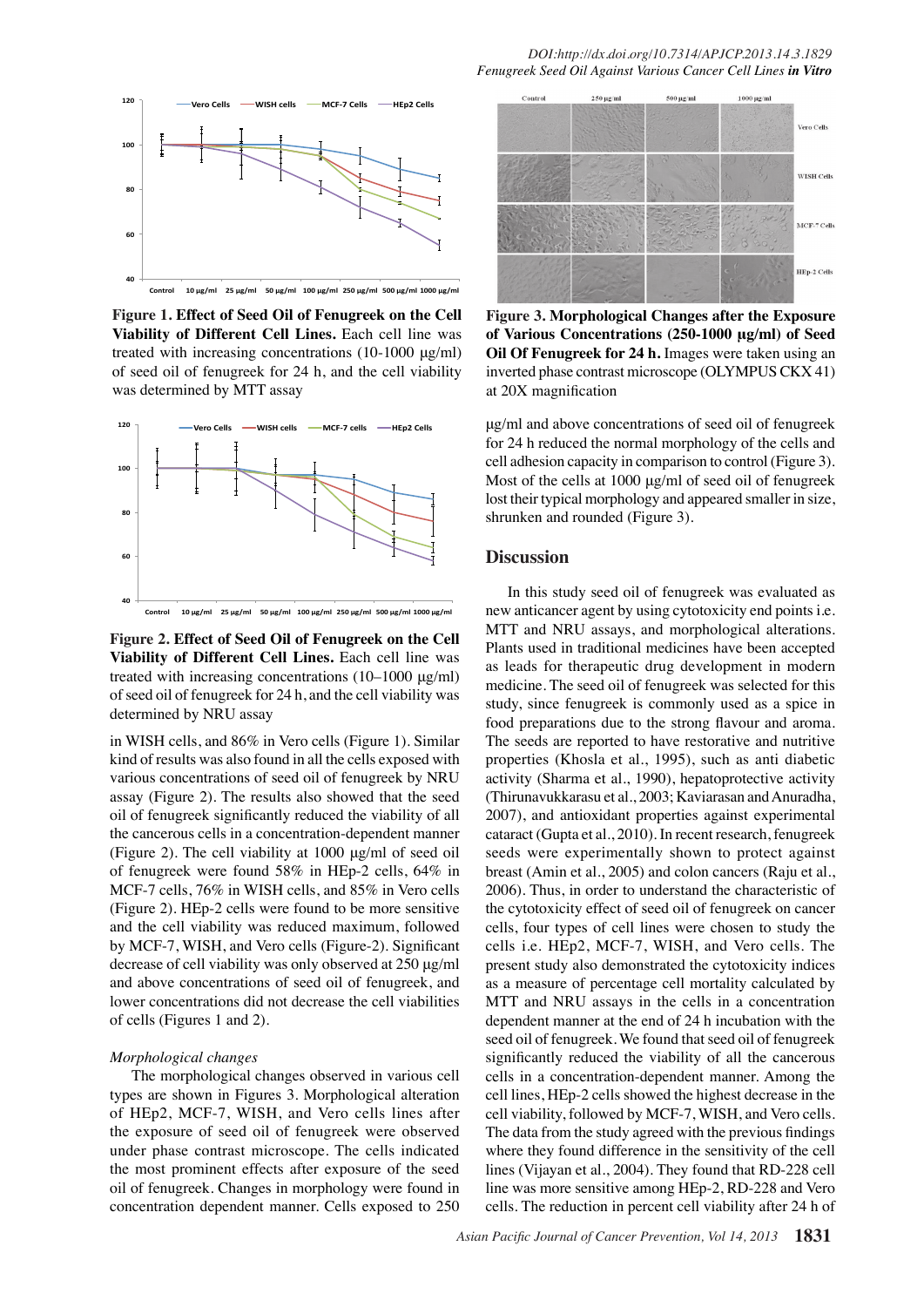Figure 1. Effect of Seed Oil of Fenugreek on the Cell Viability of Different Cell Lines. Each cell line was treated with increasing concentrations (10-1000 μg/ml) of seed oil of fenugreek for 24 h, and the cell viability was determined by MTT assay

Figure 2. Effect of Seed Oil of Fenugreek on the Cell Viability of Different Cell Lines. Each cell line was treated with increasing concentrations (10–1000 μg/ml) of seed oil of fenugreek for 24 h, and the cell viability was determined by NRU assay

in WISH cells, and 86% in Vero cells (Figure 1). Similar kind of results was also found in all the cells exposed with various concentrations of seed oil of fenugreek by NRU assay (Figure 2). The results also showed that the seed oil of fenugreek significantly reduced the viability of all the cancerous cells in a concentration-dependent manner (Figure 2). The cell viability at 1000 μg/ml of seed oil of fenugreek were found 58% in HEp-2 cells, 64% in MCF-7 cells, 76% in WISH cells, and 85% in Vero cells (Figure 2). HEp-2 cells were found to be more sensitive and the cell viability was reduced maximum, followed by MCF-7, WISH, and Vero cells (Figure-2). Significant decrease of cell viability was only observed at 250 μg/ml and above concentrations of seed oil of fenugreek, and lower concentrations did not decrease the cell viabilities of cells (Figures 1 and 2).

*Morphological changes*

The morphological changes observed in various cell types are shown in Figures 3. Morphological alteration of HEp2, MCF-7, WISH, and Vero cells lines after the exposure of seed oil of fenugreek were observed under phase contrast microscope. The cells indicated the most prominent effects after exposure of the seed oil of fenugreek. Changes in morphology were found in concentration dependent manner. Cells exposed to 250 μg/ml and above concentrations of seed oil of fenugreek for 24 h reduced the normal morphology of the cells and cell adhesion capacity in comparison to control (Figure 3). Most of the cells at 1000 μg/ml of seed oil of fenugreek lost their typical morphology and appeared smaller in size, shrunken and rounded (Figure 3).

Figure 3. Morphological Changes after the Exposure of Various Concentrations (250-1000 μg/ml) of Seed Oil Of Fenugreek for 24 h. Images were taken using an inverted phase contrast microscope (OLYMPUS CKX 41) at 20X magnification

## Discussion

In this study seed oil of fenugreek was evaluated as new anticancer agent by using cytotoxicity end points i.e. MTT and NRU assays, and morphological alterations. Plants used in traditional medicines have been accepted as leads for therapeutic drug development in modern medicine. The seed oil of fenugreek was selected for this study, since fenugreek is commonly used as a spice in food preparations due to the strong flavour and aroma. The seeds are reported to have restorative and nutritive properties (Khosla et al., 1995), such as anti diabetic activity (Sharma et al., 1990), hepatoprotective activity (Thirunavukkarasu et al., 2003; Kaviarasan and Anuradha, 2007), and antioxidant properties against experimental cataract (Gupta et al., 2010). In recent research, fenugreek seeds were experimentally shown to protect against breast (Amin et al., 2005) and colon cancers (Raju et al., 2006). Thus, in order to understand the characteristic of the cytotoxicity effect of seed oil of fenugreek on cancer cells, four types of cell lines were chosen to study the cells i.e. HEp2, MCF-7, WISH, and Vero cells. The present study also demonstrated the cytotoxicity indices as a measure of percentage cell mortality calculated by MTT and NRU assays in the cells in a concentration dependent manner at the end of 24 h incubation with the seed oil of fenugreek. We found that seed oil of fenugreek significantly reduced the viability of all the cancerous cells in a concentration-dependent manner. Among the cell lines, HEp-2 cells showed the highest decrease in the cell viability, followed by MCF-7, WISH, and Vero cells. The data from the study agreed with the previous findings where they found difference in the sensitivity of the cell lines (Vijayan et al., 2004). They found that RD-228 cell line was more sensitive among HEp-2, RD-228 and Vero cells. The reduction in percent cell viability after 24 h of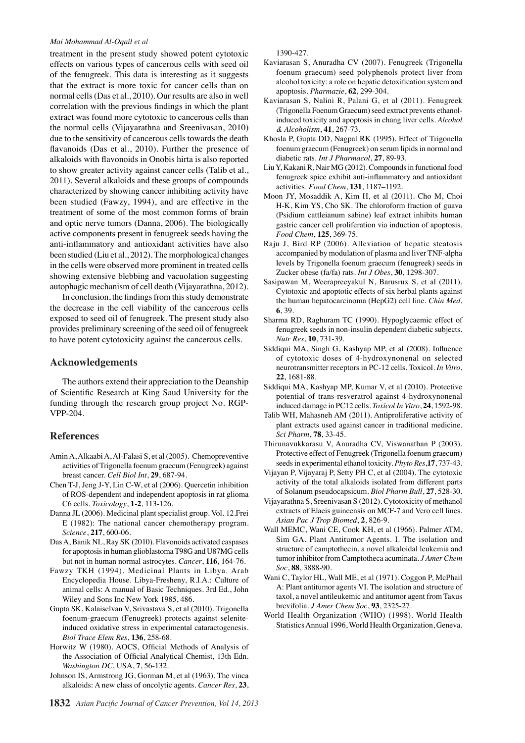treatment in the present study showed potent cytotoxic effects on various types of cancerous cells with seed oil of the fenugreek. This data is interesting as it suggests that the extract is more toxic for cancer cells than on normal cells (Das et al., 2010). Our results are also in well correlation with the previous findings in which the plant extract was found more cytotoxic to cancerous cells than the normal cells (Vijayarathna and Sreenivasan, 2010) due to the sensitivity of cancerous cells towards the death flavanoids (Das et al., 2010). Further the presence of alkaloids with flavonoids in Onobis hirta is also reported to show greater activity against cancer cells (Talib et al., 2011). Several alkaloids and these groups of compounds characterized by showing cancer inhibiting activity have been studied (Fawzy, 1994), and are effective in the treatment of some of the most common forms of brain and optic nerve tumors (Danna, 2006). The biologically active components present in fenugreek seeds having the anti-inflammatory and antioxidant activities have also been studied (Liu et al., 2012). The morphological changes in the cells were observed more prominent in treated cells showing extensive blebbing and vacuolation suggesting autophagic mechanism of cell death (Vijayarathna, 2012).

In conclusion, the findings from this study demonstrate the decrease in the cell viability of the cancerous cells exposed to seed oil of fenugreek. The present study also provides preliminary screening of the seed oil of fenugreek to have potent cytotoxicity against the cancerous cells.

## Acknowledgements

The authors extend their appreciation to the Deanship of Scientific Research at King Saud University for the funding through the research group project No. RGP-VPP-204.

## References

Amin A, Alkaabi A, Al-Falasi S, et al (2005). Chemopreventive activities of Trigonella foenum graecum (Fenugreek) against breast cancer. *Cell Biol Int*, **29**, 687-94.

Chen T-J, Jeng J-Y, Lin C-W, et al (2006). Quercetin inhibition of ROS-dependent and independent apoptosis in rat glioma C6 cells. *Toxicology*, **1-2**, 113-126.

Danna JL (2006). Medicinal plant specialist group. Vol. 12.Frei E (1982): The national cancer chemotherapy program. *Science*, **217**, 600-06.

Das A, Banik NL, Ray SK (2010). Flavonoids activated caspases for apoptosis in human glioblastoma T98G and U87MG cells but not in human normal astrocytes. *Cancer*, **116**, 164-76.

Fawzy TKH (1994). Medicinal Plants in Libya. Arab Encyclopedia House. Libya-Fresheny, R.I.A.: Culture of animal cells: A manual of Basic Techniques. 3rd Ed., John Wiley and Sons Inc New York 1985, 486.

Gupta SK, Kalaiselvan V, Srivastava S, et al (2010). Trigonella foenum-graecum (Fenugreek) protects against selenite-induced oxidative stress in experimental cataractogenesis. *Biol Trace Elem Res*, **136**, 258-68.

Horwitz W (1980). AOCS, Official Methods of Analysis of the Association of Official Analytical Chemist, 13th Edn. *Washington DC*, USA, **7**, 56-132.

Johnson IS, Armstrong JG, Gorman M, et al (1963). The vinca alkaloids: A new class of oncolytic agents. *Cancer Res*, **23**, 1390-427.

Kaviarasan S, Anuradha CV (2007). Fenugreek (Trigonella foenum graecum) seed polyphenols protect liver from alcohol toxicity: a role on hepatic detoxification system and apoptosis. *Pharmazie*, **62**, 299-304.

Kaviarasan S, Nalini R, Palani G, et al (2011). Fenugreek (Trigonella Foenum Graecum) seed extract prevents ethanol-induced toxicity and apoptosis in chang liver cells. *Alcohol & Alcoholism*, **41**, 267-73.

Khosla P, Gupta DD, Nagpal RK (1995). Effect of Trigonella foenum graecum (Fenugreek) on serum lipids in normal and diabetic rats. *Int J Pharmacol*, **27**, 89-93.

Liu Y, Kakani R, Nair MG (2012). Compounds in functional food fenugreek spice exhibit anti-inflammatory and antioxidant activities. *Food Chem*, **131**, 1187–1192.

Moon JY, Mosaddik A, Kim H, et al (2011). Cho M, Choi H-K, Kim YS, Cho SK. The chloroform fraction of guava (Psidium cattleianum sabine) leaf extract inhibits human gastric cancer cell proliferation via induction of apoptosis. *Food Chem*, **125**, 369-75.

Raju J, Bird RP (2006). Alleviation of hepatic steatosis accompanied by modulation of plasma and liver TNF-alpha levels by Trigonella foenum graecum (fenugreek) seeds in Zucker obese (fa/fa) rats. *Int J Obes*, **30**, 1298-307.

Sasipawan M, Weerapreeyakul N, Barusrux S, et al (2011). Cytotoxic and apoptotic effects of six herbal plants against the human hepatocarcinoma (HepG2) cell line. *Chin Med*, **6**, 39.

Sharma RD, Raghuram TC (1990). Hypoglycaemic effect of fenugreek seeds in non-insulin dependent diabetic subjects. *Nutr Res*, **10**, 731-39.

Siddiqui MA, Singh G, Kashyap MP, et al (2008). Influence of cytotoxic doses of 4-hydroxynonenal on selected neurotransmitter receptors in PC-12 cells. Toxicol. *In Vitro*, **22**, 1681-88.

Siddiqui MA, Kashyap MP, Kumar V, et al (2010). Protective potential of trans-resveratrol against 4-hydroxynonenal induced damage in PC12 cells. *Toxicol In Vitro*, **24**, 1592-98.

Talib WH, Mahasneh AM (2011). Antiproliferative activity of plant extracts used against cancer in traditional medicine. *Sci Pharm*, **78**, 33-45.

Thirunavukkarasu V, Anuradha CV, Viswanathan P (2003). Protective effect of Fenugreek (Trigonella foenum graecum) seeds in experimental ethanol toxicity. *Phyto Res*, **17**, 737-43.

Vijayan P, Vijayaraj P, Setty PH C, et al (2004). The cytotoxic activity of the total alkaloids isolated from different parts of Solanum pseudocapsicum. *Biol Pharm Bull*, **27**, 528-30.

Vijayarathna S, Sreenivasan S (2012). Cytotoxicity of methanol extracts of Elaeis guineensis on MCF-7 and Vero cell lines. *Asian Pac J Trop Biomed*, **2**, 826-9.

Wall MEMC, Wani CE, Cook KH, et al (1966). Palmer ATM, Sim GA. Plant Antitumor Agents. I. The isolation and structure of camptothecin, a novel alkaloidal leukemia and tumor inhibitor from Camptotheca acuminata. *J Amer Chem Soc*, **88**, 3888-90.

Wani C, Taylor HL, Wall ME, et al (1971). Coggon P, McPhail A: Plant antitumor agents VI. The isolation and structure of taxol, a novel antileukemic and antitumor agent from Taxus brevifolia. *J Amer Chem Soc*, **93**, 2325-27.

World Health Organization (WHO) (1998). World Health Statistics Annual 1996, World Health Organization, Geneva.